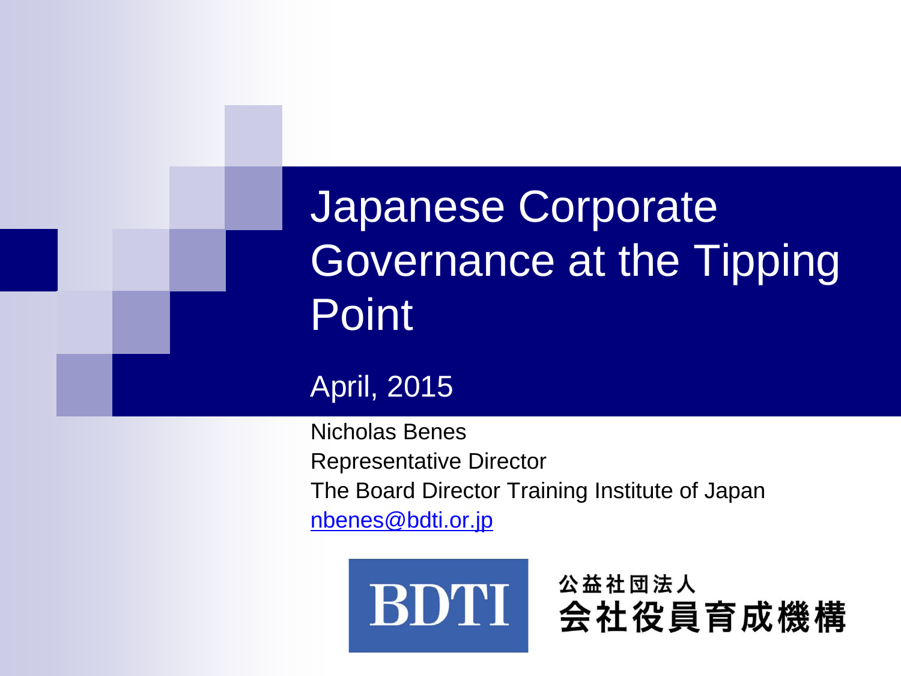# Japanese Corporate Governance at the Tipping Point

April, 2015

Nicholas Benes
Representative Director
The Board Director Training Institute of Japan
nbenes@bdti.or.jp

BDTI

公益社団法人
会社役員育成機構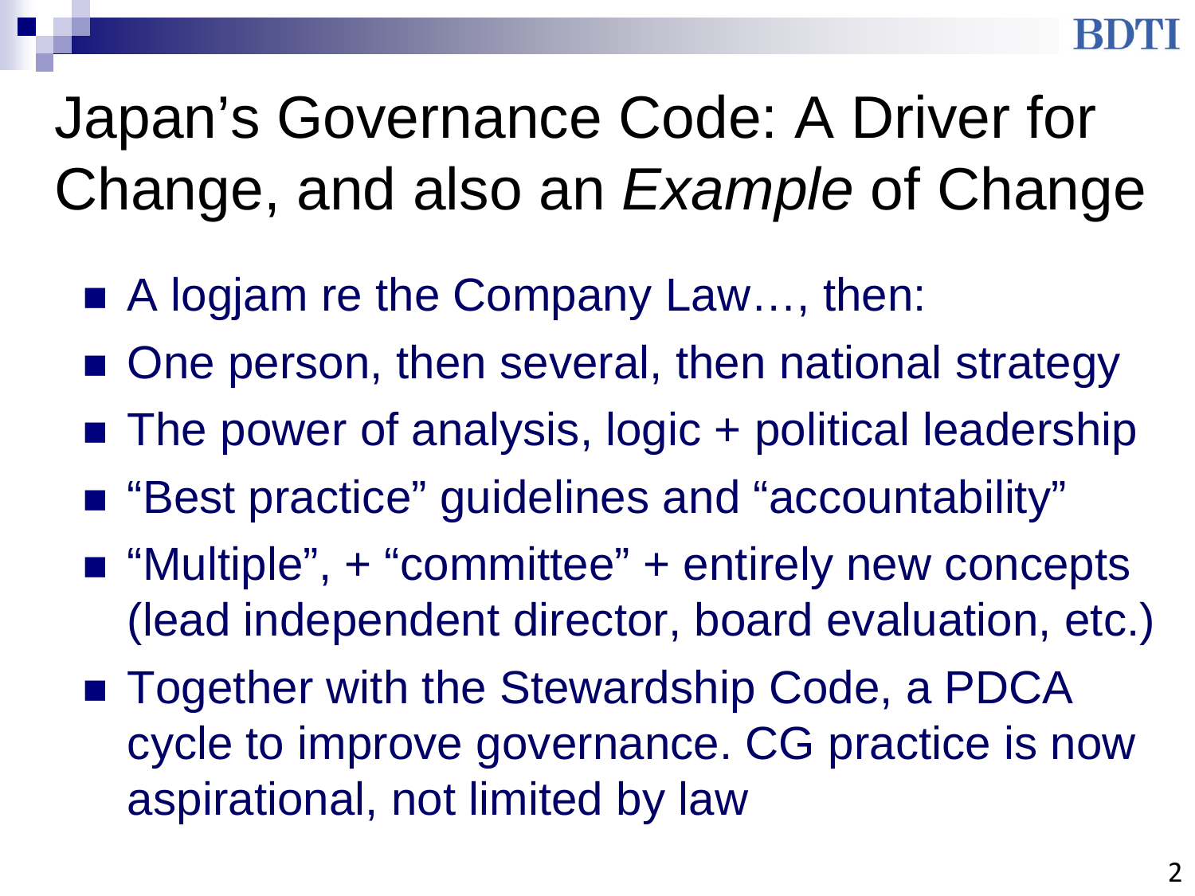# Japan's Governance Code: A Driver for Change, and also an *Example* of Change

- A logjam re the Company Law…, then:
- One person, then several, then national strategy
- The power of analysis, logic + political leadership
- "Best practice" guidelines and "accountability"
- "Multiple", + "committee" + entirely new concepts (lead independent director, board evaluation, etc.)
- Together with the Stewardship Code, a PDCA cycle to improve governance. CG practice is now aspirational, not limited by law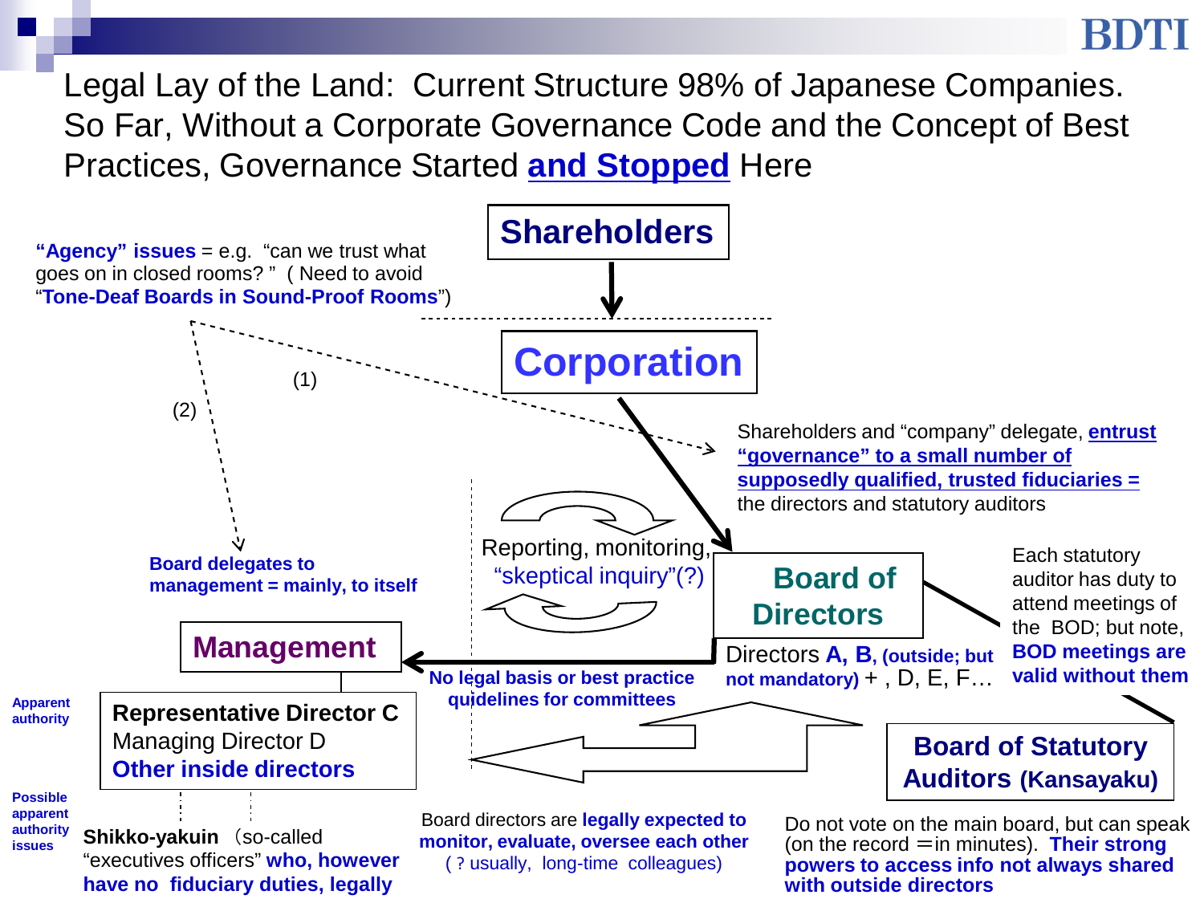# Legal Lay of the Land: Current Structure 98% of Japanese Companies. So Far, Without a Corporate Governance Code and the Concept of Best Practices, Governance Started **and Stopped** Here

**"Agency" issues** = e.g. "can we trust what goes on in closed rooms? " ( Need to avoid "**Tone-Deaf Boards in Sound-Proof Rooms**")

**Shareholders**

**Corporation**

(1)

(2)

Shareholders and "company" delegate, **entrust "governance" to a small number of supposedly qualified, trusted fiduciaries =** the directors and statutory auditors

**Board delegates to management = mainly, to itself**

Reporting, monitoring, "skeptical inquiry"(?)

**Board of Directors**

Directors **A, B, (outside; but not mandatory)** + , D, E, F…

Each statutory auditor has duty to attend meetings of the BOD; but note, **BOD meetings are valid without them**

**Management**

**No legal basis or best practice guidelines for committees**

Apparent authority

**Representative Director C**
Managing Director D
**Other inside directors**

Possible apparent authority issues

**Shikko-yakuin** （so-called "executives officers" **who, however have no fiduciary duties, legally**

Board directors are **legally expected to monitor, evaluate, oversee each other** (？usually, long-time colleagues)

**Board of Statutory Auditors (Kansayaku)**

Do not vote on the main board, but can speak (on the record ＝in minutes). **Their strong powers to access info not always shared with outside directors**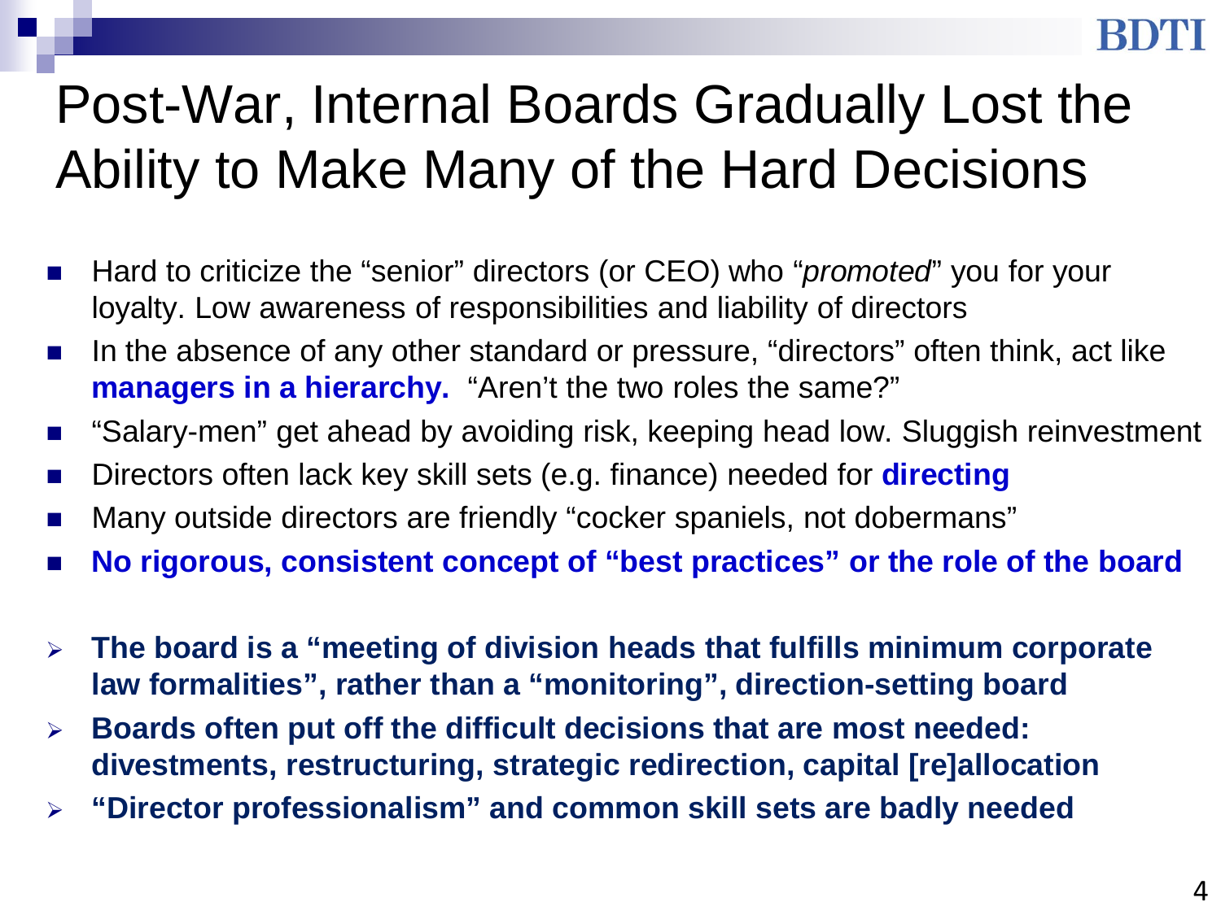# Post-War, Internal Boards Gradually Lost the Ability to Make Many of the Hard Decisions

- Hard to criticize the "senior" directors (or CEO) who "*promoted*" you for your loyalty. Low awareness of responsibilities and liability of directors
- In the absence of any other standard or pressure, "directors" often think, act like **managers in a hierarchy.** "Aren't the two roles the same?"
- "Salary-men" get ahead by avoiding risk, keeping head low. Sluggish reinvestment
- Directors often lack key skill sets (e.g. finance) needed for **directing**
- Many outside directors are friendly "cocker spaniels, not dobermans"
- **No rigorous, consistent concept of "best practices" or the role of the board**

> - **The board is a "meeting of division heads that fulfills minimum corporate law formalities", rather than a "monitoring", direction-setting board**
> - **Boards often put off the difficult decisions that are most needed: divestments, restructuring, strategic redirection, capital [re]allocation**
> - **"Director professionalism" and common skill sets are badly needed**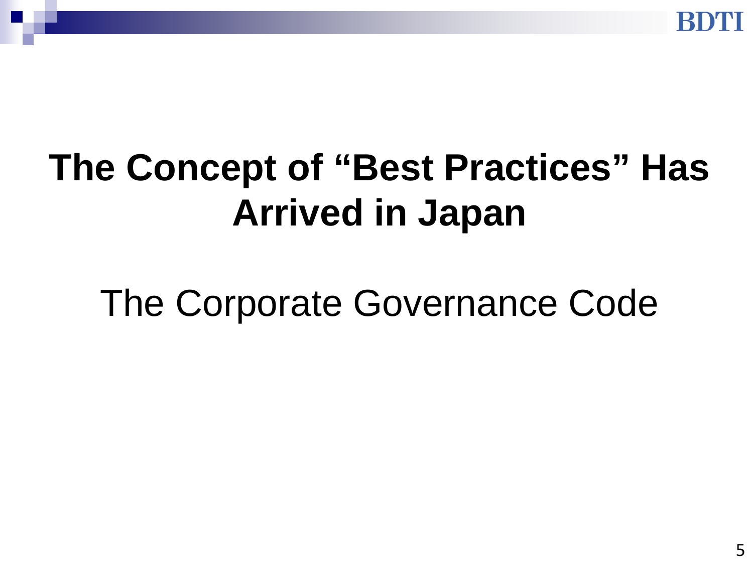# The Concept of “Best Practices” Has Arrived in Japan

The Corporate Governance Code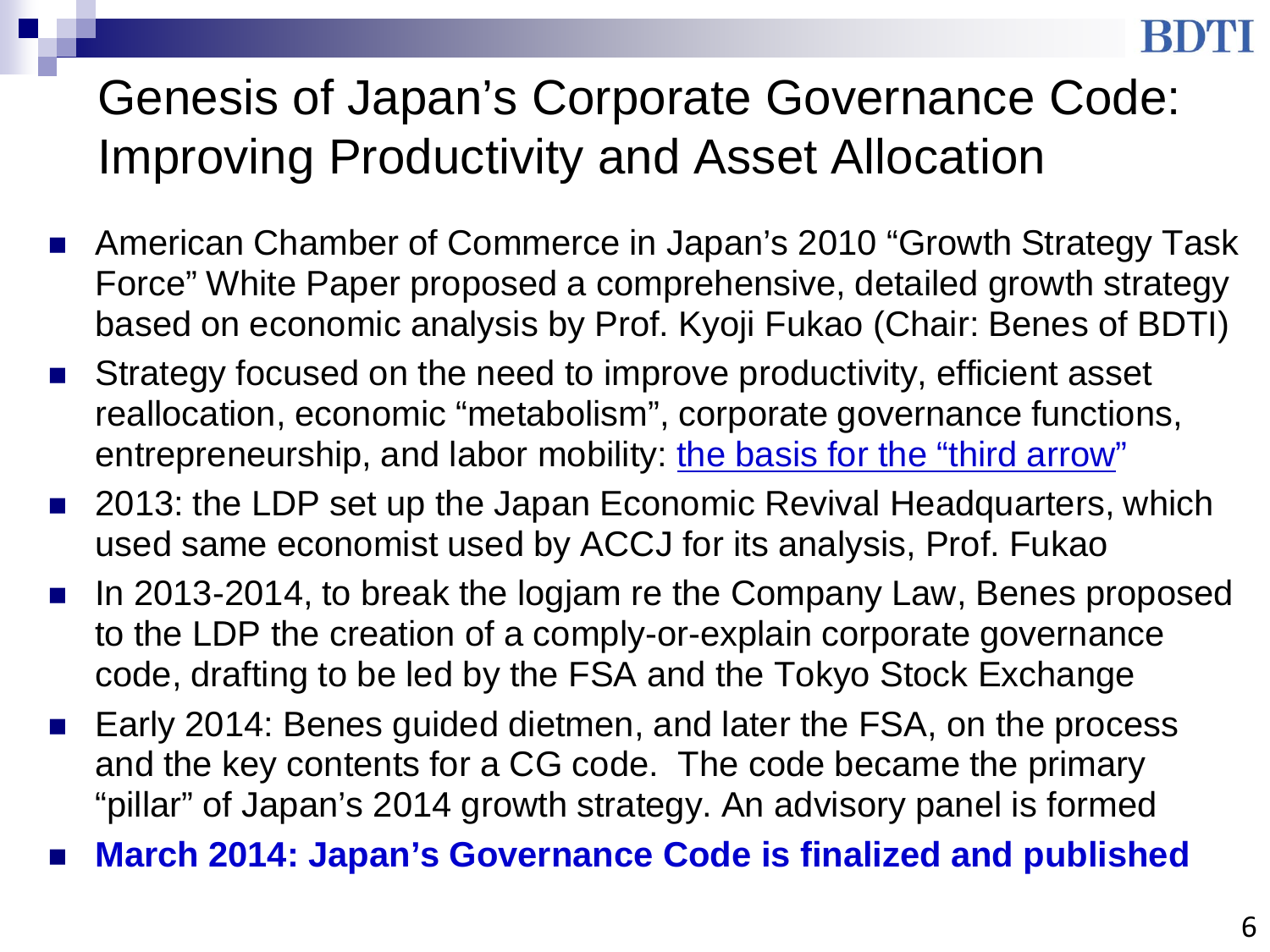# Genesis of Japan's Corporate Governance Code: Improving Productivity and Asset Allocation

- American Chamber of Commerce in Japan's 2010 "Growth Strategy Task Force" White Paper proposed a comprehensive, detailed growth strategy based on economic analysis by Prof. Kyoji Fukao (Chair: Benes of BDTI)
- Strategy focused on the need to improve productivity, efficient asset reallocation, economic "metabolism", corporate governance functions, entrepreneurship, and labor mobility: the basis for the "third arrow"
- 2013: the LDP set up the Japan Economic Revival Headquarters, which used same economist used by ACCJ for its analysis, Prof. Fukao
- In 2013-2014, to break the logjam re the Company Law, Benes proposed to the LDP the creation of a comply-or-explain corporate governance code, drafting to be led by the FSA and the Tokyo Stock Exchange
- Early 2014: Benes guided dietmen, and later the FSA, on the process and the key contents for a CG code. The code became the primary "pillar" of Japan's 2014 growth strategy. An advisory panel is formed
- **March 2014: Japan's Governance Code is finalized and published**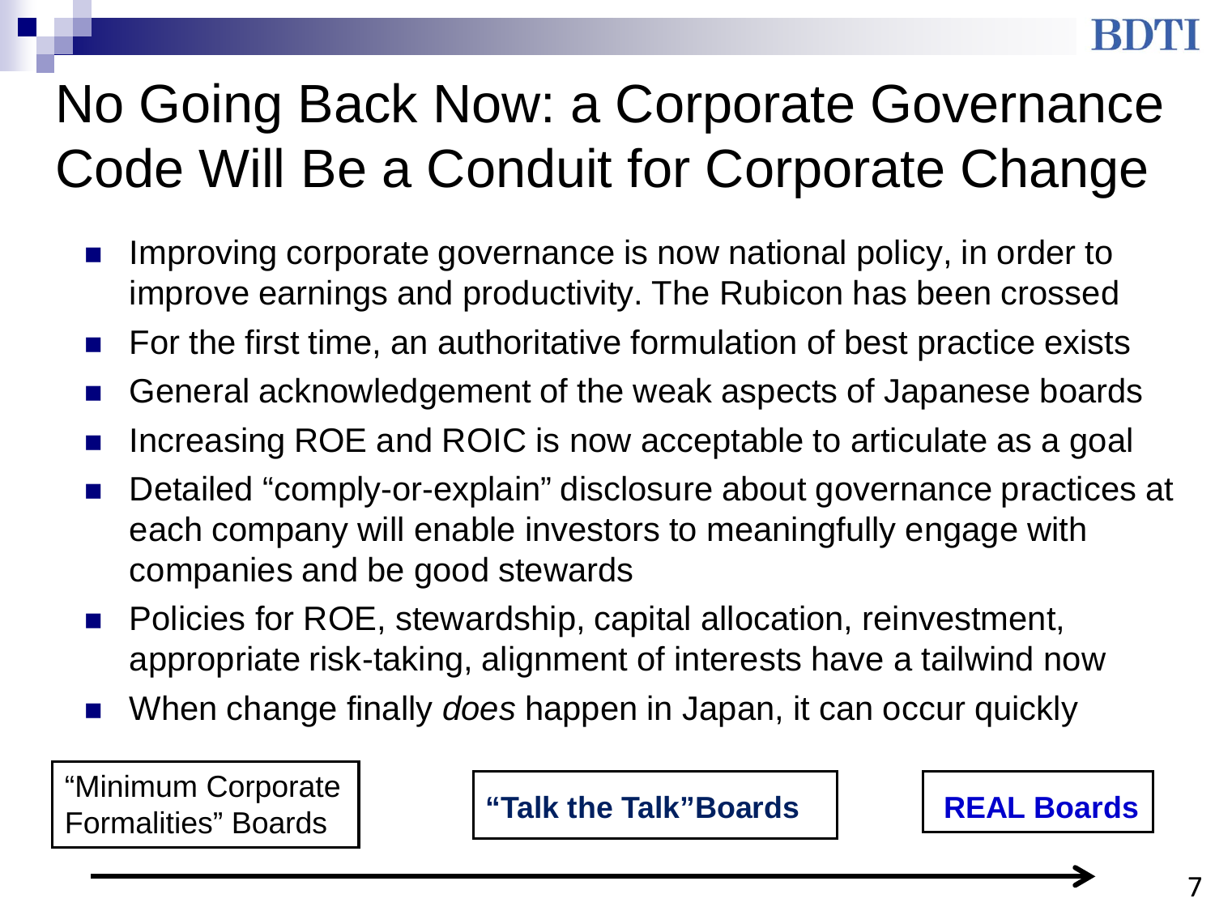# No Going Back Now: a Corporate Governance Code Will Be a Conduit for Corporate Change

- Improving corporate governance is now national policy, in order to improve earnings and productivity. The Rubicon has been crossed
- For the first time, an authoritative formulation of best practice exists
- General acknowledgement of the weak aspects of Japanese boards
- Increasing ROE and ROIC is now acceptable to articulate as a goal
- Detailed "comply-or-explain" disclosure about governance practices at each company will enable investors to meaningfully engage with companies and be good stewards
- Policies for ROE, stewardship, capital allocation, reinvestment, appropriate risk-taking, alignment of interests have a tailwind now
- When change finally *does* happen in Japan, it can occur quickly

"Minimum Corporate Formalities" Boards → **"Talk the Talk" Boards** → **REAL Boards**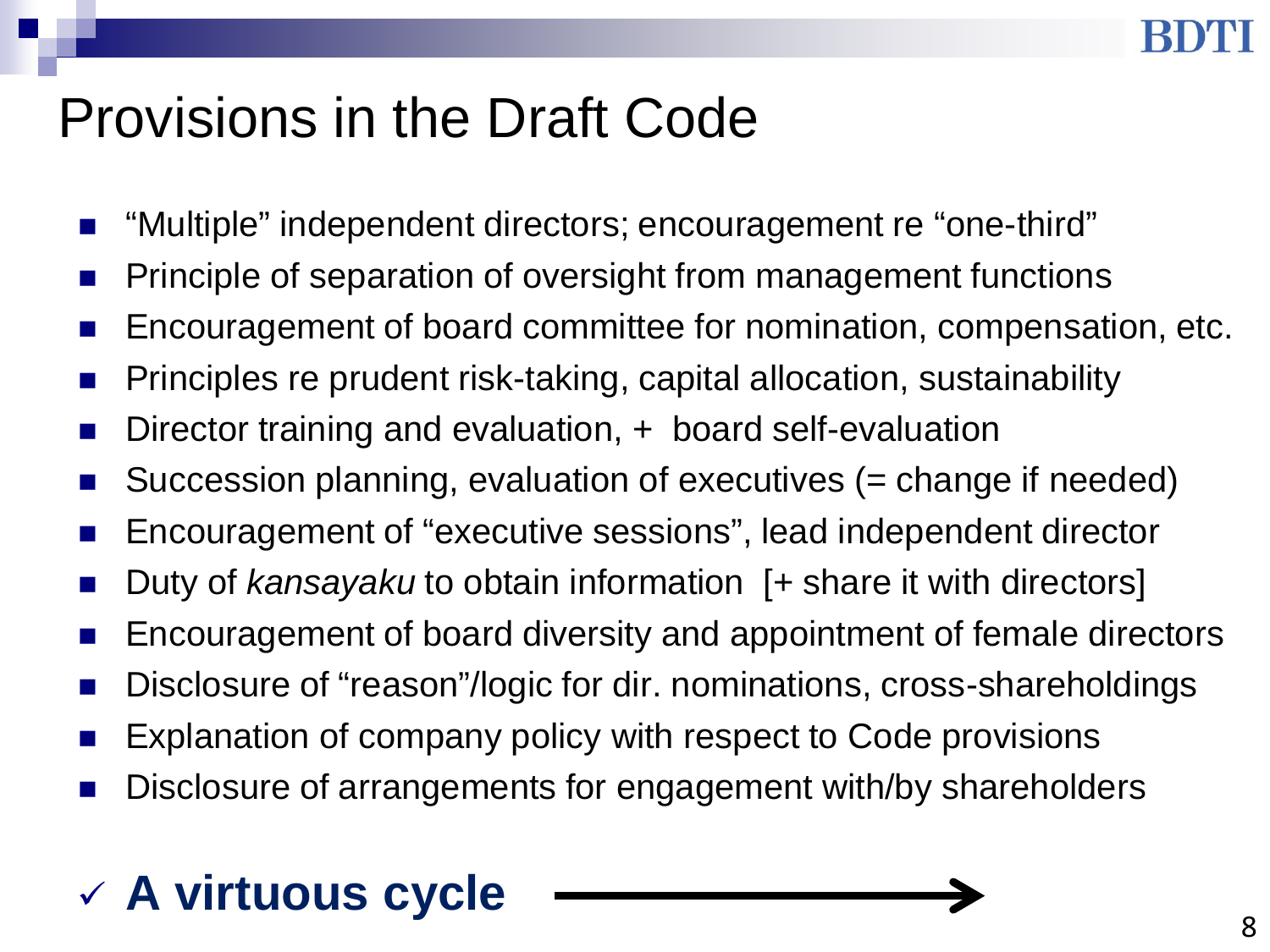# Provisions in the Draft Code

- "Multiple" independent directors; encouragement re "one-third"
- Principle of separation of oversight from management functions
- Encouragement of board committee for nomination, compensation, etc.
- Principles re prudent risk-taking, capital allocation, sustainability
- Director training and evaluation, + board self-evaluation
- Succession planning, evaluation of executives (= change if needed)
- Encouragement of "executive sessions", lead independent director
- Duty of *kansayaku* to obtain information [+ share it with directors]
- Encouragement of board diversity and appointment of female directors
- Disclosure of "reason"/logic for dir. nominations, cross-shareholdings
- Explanation of company policy with respect to Code provisions
- Disclosure of arrangements for engagement with/by shareholders

✓ **A virtuous cycle** ⟶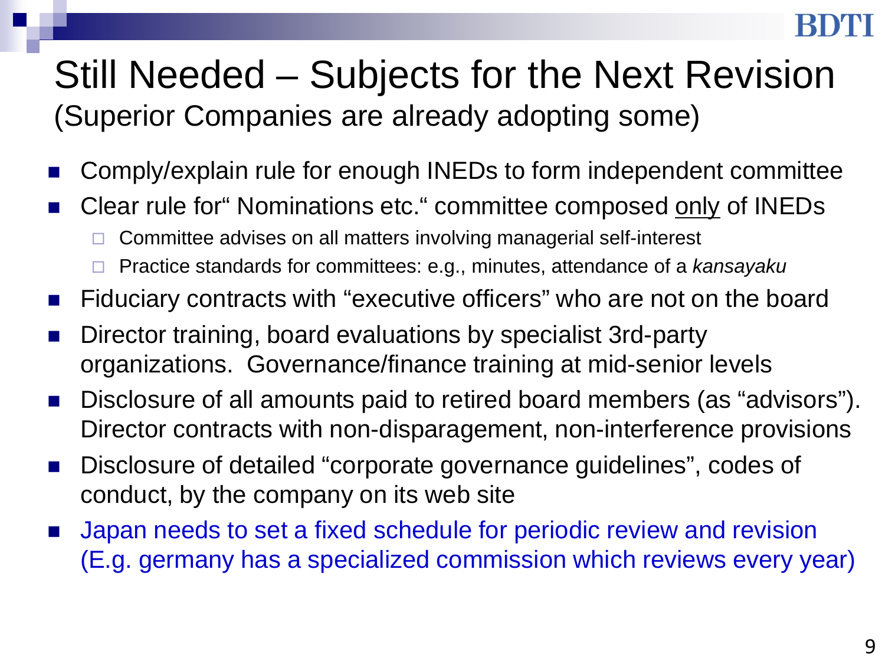# Still Needed – Subjects for the Next Revision

(Superior Companies are already adopting some)

- Comply/explain rule for enough INEDs to form independent committee
- Clear rule for“ Nominations etc.“ committee composed <u>only</u> of INEDs
  - Committee advises on all matters involving managerial self-interest
  - Practice standards for committees: e.g., minutes, attendance of a *kansayaku*
- Fiduciary contracts with “executive officers” who are not on the board
- Director training, board evaluations by specialist 3rd-party organizations. Governance/finance training at mid-senior levels
- Disclosure of all amounts paid to retired board members (as “advisors”). Director contracts with non-disparagement, non-interference provisions
- Disclosure of detailed “corporate governance guidelines”, codes of conduct, by the company on its web site
- Japan needs to set a fixed schedule for periodic review and revision (E.g. germany has a specialized commission which reviews every year)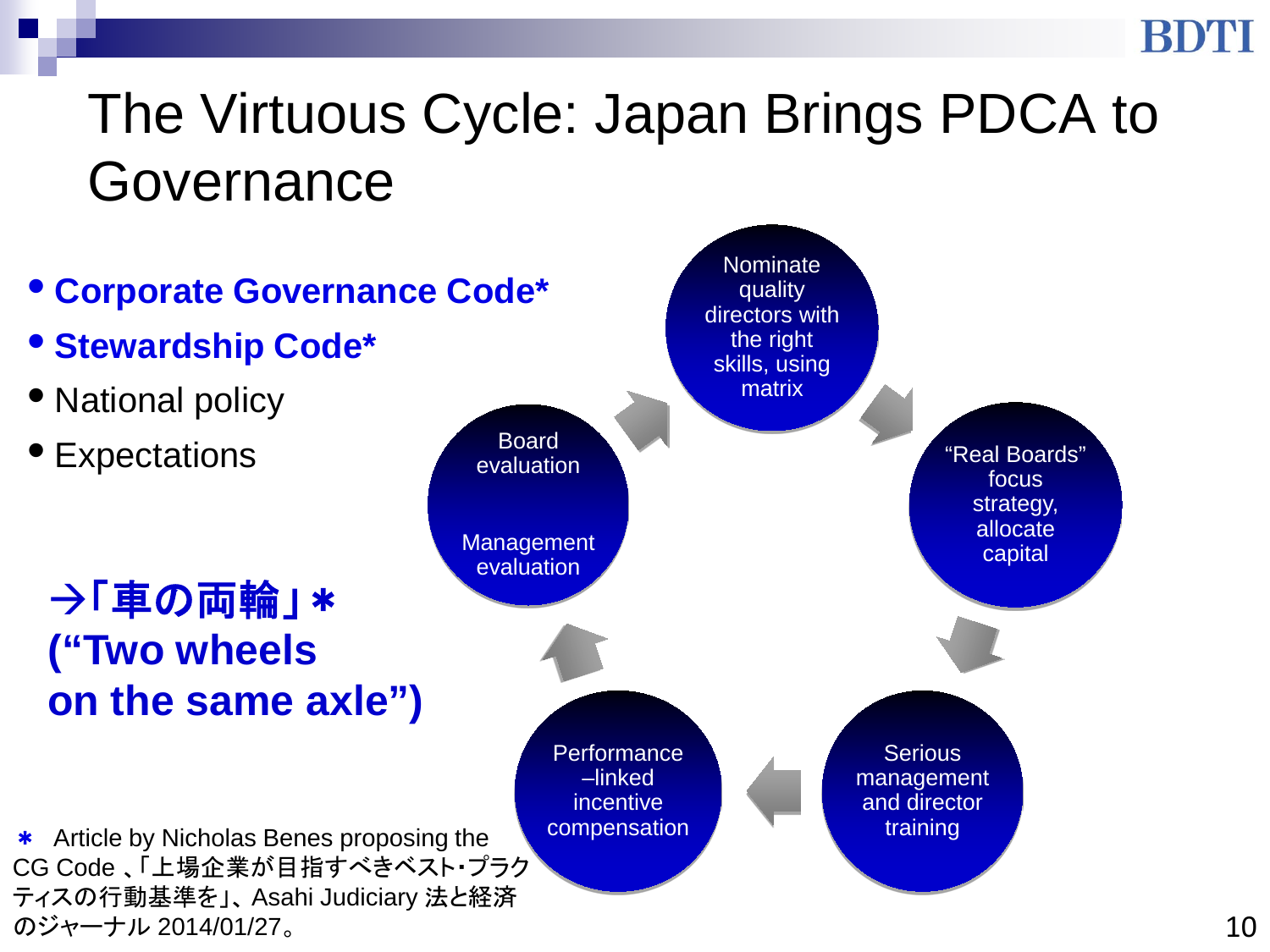# The Virtuous Cycle: Japan Brings PDCA to Governance

- **Corporate Governance Code***
- **Stewardship Code***
- National policy
- Expectations

**→「車の両輪」＊ (“Two wheels on the same axle”)**

- Nominate quality directors with the right skills, using matrix
- “Real Boards” focus strategy, allocate capital
- Serious management and director training
- Performance–linked incentive compensation
- Board evaluation / Management evaluation

＊ Article by Nicholas Benes proposing the CG Code 、「上場企業が目指すべきベスト･プラクティスの行動基準を」、Asahi Judiciary 法と経済のジャーナル 2014/01/27。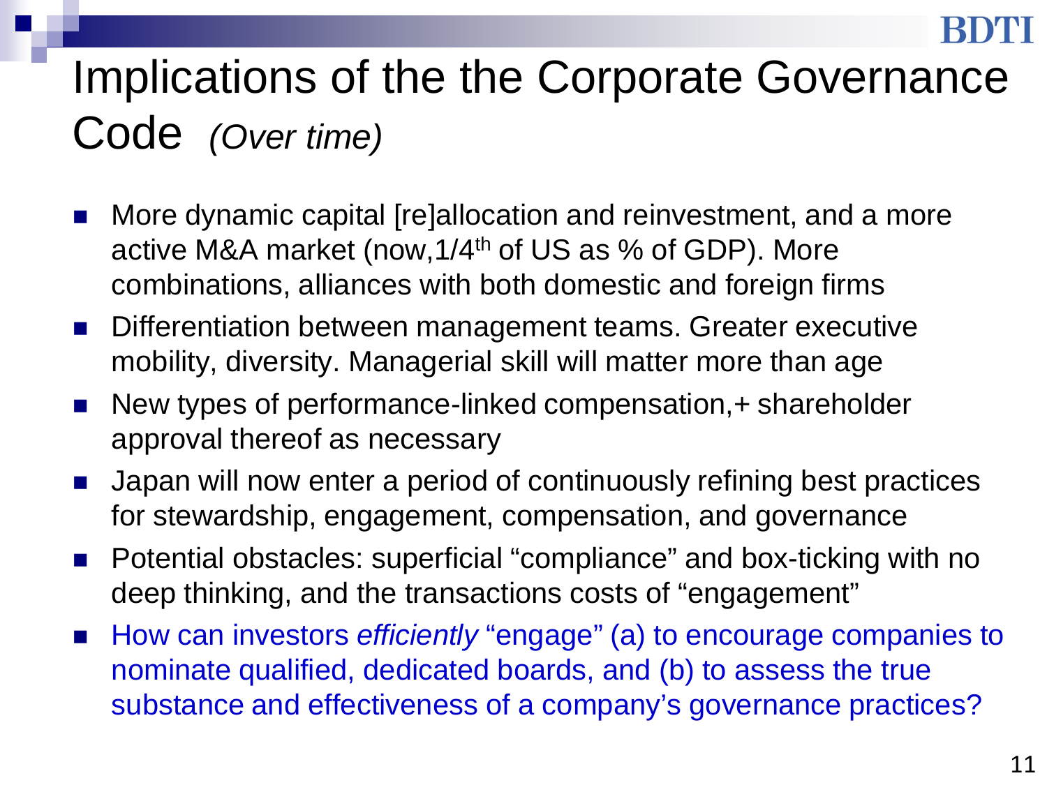# Implications of the the Corporate Governance Code *(Over time)*

- More dynamic capital [re]allocation and reinvestment, and a more active M&A market (now,1/4th of US as % of GDP). More combinations, alliances with both domestic and foreign firms
- Differentiation between management teams. Greater executive mobility, diversity. Managerial skill will matter more than age
- New types of performance-linked compensation,+ shareholder approval thereof as necessary
- Japan will now enter a period of continuously refining best practices for stewardship, engagement, compensation, and governance
- Potential obstacles: superficial "compliance" and box-ticking with no deep thinking, and the transactions costs of "engagement"
- How can investors *efficiently* "engage" (a) to encourage companies to nominate qualified, dedicated boards, and (b) to assess the true substance and effectiveness of a company's governance practices?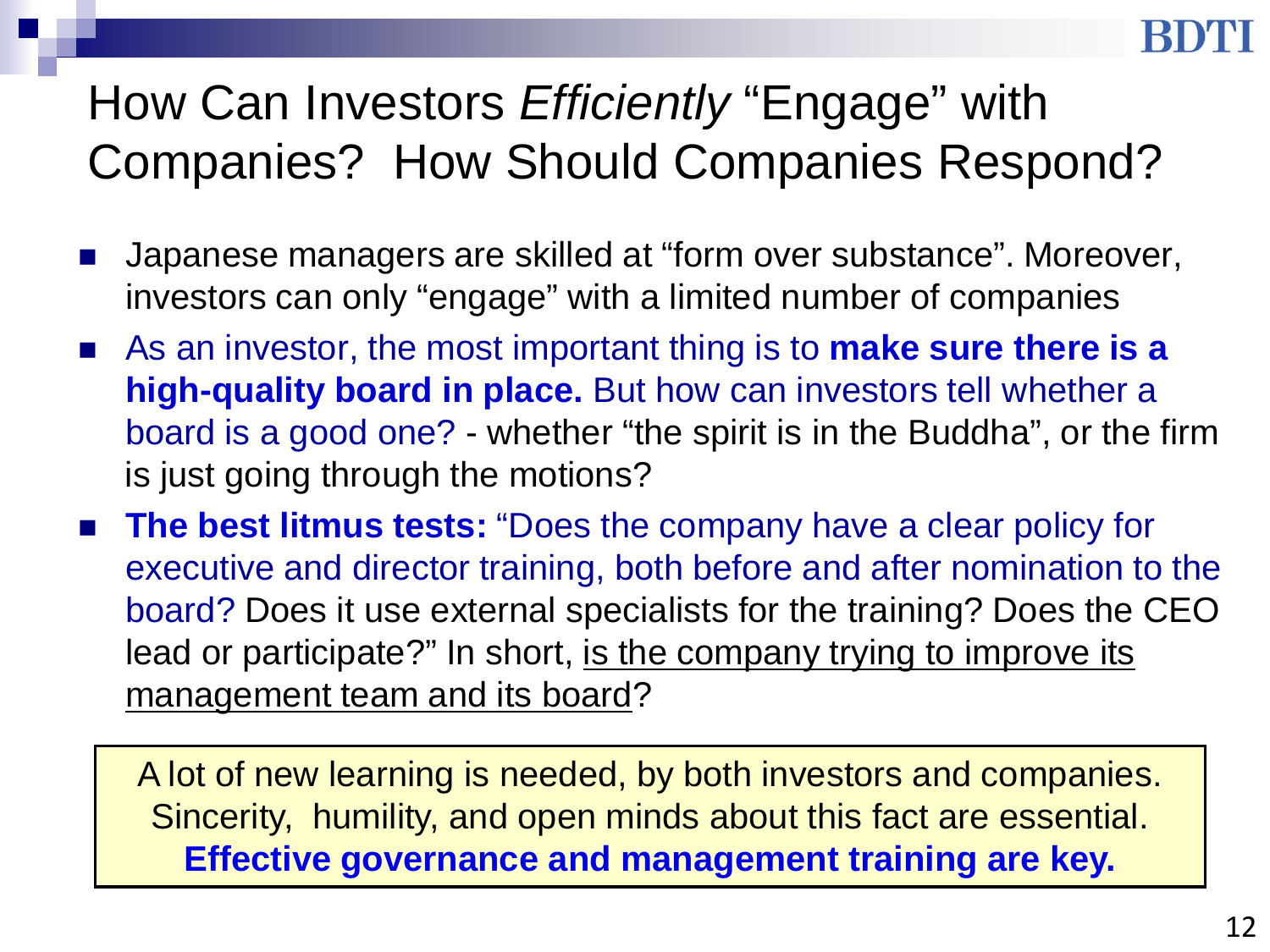# How Can Investors *Efficiently* "Engage" with Companies? How Should Companies Respond?

- Japanese managers are skilled at "form over substance". Moreover, investors can only "engage" with a limited number of companies
- As an investor, the most important thing is to **make sure there is a high-quality board in place.** But how can investors tell whether a board is a good one? - whether "the spirit is in the Buddha", or the firm is just going through the motions?
- **The best litmus tests:** "Does the company have a clear policy for executive and director training, both before and after nomination to the board? Does it use external specialists for the training? Does the CEO lead or participate?" In short, <u>is the company trying to improve its management team and its board</u>?

> A lot of new learning is needed, by both investors and companies. Sincerity, humility, and open minds about this fact are essential. **Effective governance and management training are key.**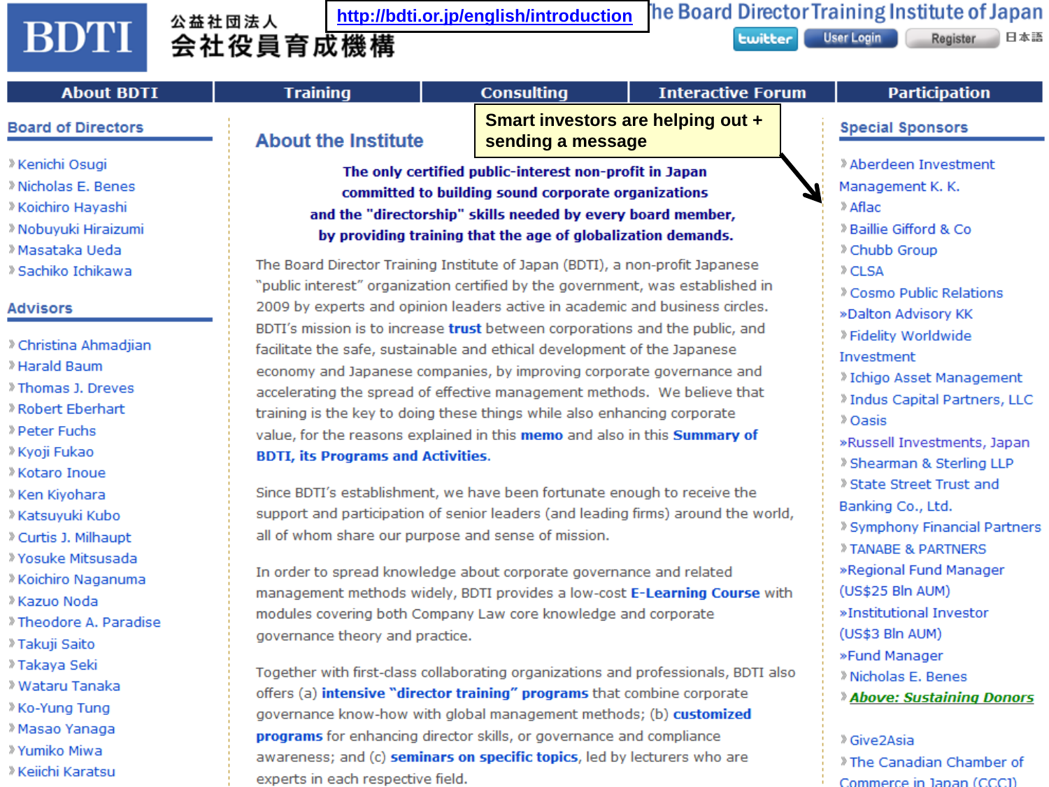http://bdti.or.jp/english/introduction

# BDTI 公益社団法人 会社役員育成機構

The Board Director Training Institute of Japan

twitter | User Login | Register | 日本語

About BDTI | Training | Consulting | Interactive Forum | Participation

Smart investors are helping out + sending a message

## Board of Directors

- Kenichi Osugi
- Nicholas E. Benes
- Koichiro Hayashi
- Nobuyuki Hiraizumi
- Masataka Ueda
- Sachiko Ichikawa

## Advisors

- Christina Ahmadjian
- Harald Baum
- Thomas J. Dreves
- Robert Eberhart
- Peter Fuchs
- Kyoji Fukao
- Kotaro Inoue
- Ken Kiyohara
- Katsuyuki Kubo
- Curtis J. Milhaupt
- Yosuke Mitsusada
- Koichiro Naganuma
- Kazuo Noda
- Theodore A. Paradise
- Takuji Saito
- Takaya Seki
- Wataru Tanaka
- Ko-Yung Tung
- Masao Yanaga
- Yumiko Miwa
- Keiichi Karatsu

## About the Institute

**The only certified public-interest non-profit in Japan committed to building sound corporate organizations and the "directorship" skills needed by every board member, by providing training that the age of globalization demands.**

The Board Director Training Institute of Japan (BDTI), a non-profit Japanese "public interest" organization certified by the government, was established in 2009 by experts and opinion leaders active in academic and business circles. BDTI's mission is to increase **trust** between corporations and the public, and facilitate the safe, sustainable and ethical development of the Japanese economy and Japanese companies, by improving corporate governance and accelerating the spread of effective management methods. We believe that training is the key to doing these things while also enhancing corporate value, for the reasons explained in this **memo** and also in this **Summary of BDTI, its Programs and Activities**.

Since BDTI's establishment, we have been fortunate enough to receive the support and participation of senior leaders (and leading firms) around the world, all of whom share our purpose and sense of mission.

In order to spread knowledge about corporate governance and related management methods widely, BDTI provides a low-cost **E-Learning Course** with modules covering both Company Law core knowledge and corporate governance theory and practice.

Together with first-class collaborating organizations and professionals, BDTI also offers (a) **intensive "director training" programs** that combine corporate governance know-how with global management methods; (b) **customized programs** for enhancing director skills, or governance and compliance awareness; and (c) **seminars on specific topics**, led by lecturers who are experts in each respective field.

## Special Sponsors

- Aberdeen Investment Management K. K.
- Aflac
- Baillie Gifford & Co
- Chubb Group
- CLSA
- Cosmo Public Relations
- Dalton Advisory KK
- Fidelity Worldwide Investment
- Ichigo Asset Management
- Indus Capital Partners, LLC
- Oasis
- Russell Investments, Japan
- Shearman & Sterling LLP
- State Street Trust and Banking Co., Ltd.
- Symphony Financial Partners
- TANABE & PARTNERS
- Regional Fund Manager (US$25 Bln AUM)
- Institutional Investor (US$3 Bln AUM)
- Fund Manager
- Nicholas E. Benes
- ***Above: Sustaining Donors***

- Give2Asia
- The Canadian Chamber of Commerce in Japan (CCCJ)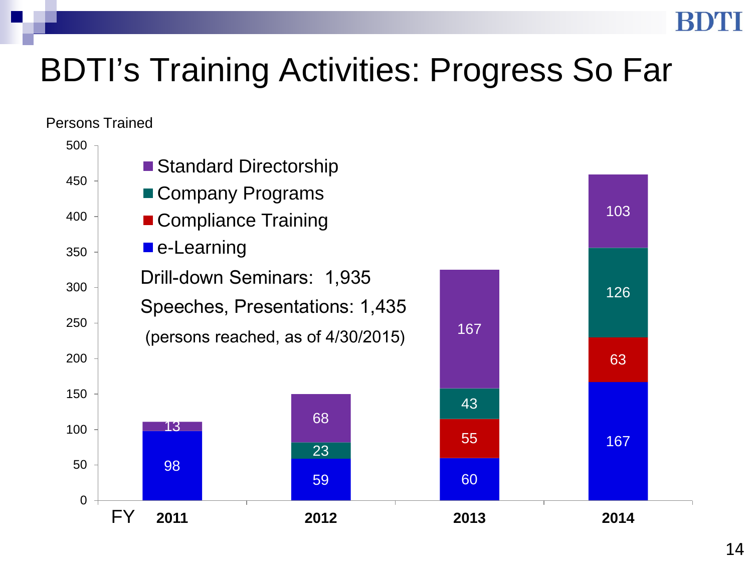# BDTI's Training Activities: Progress So Far

Persons Trained

| FY | e-Learning | Compliance Training | Company Programs | Standard Directorship |
|---|---|---|---|---|
| 2011 | 98 | | | 13 |
| 2012 | 59 | | 23 | 68 |
| 2013 | 60 | 55 | 43 | 167 |
| 2014 | 167 | 63 | 126 | 103 |

Drill-down Seminars: 1,935

Speeches, Presentations: 1,435

(persons reached, as of 4/30/2015)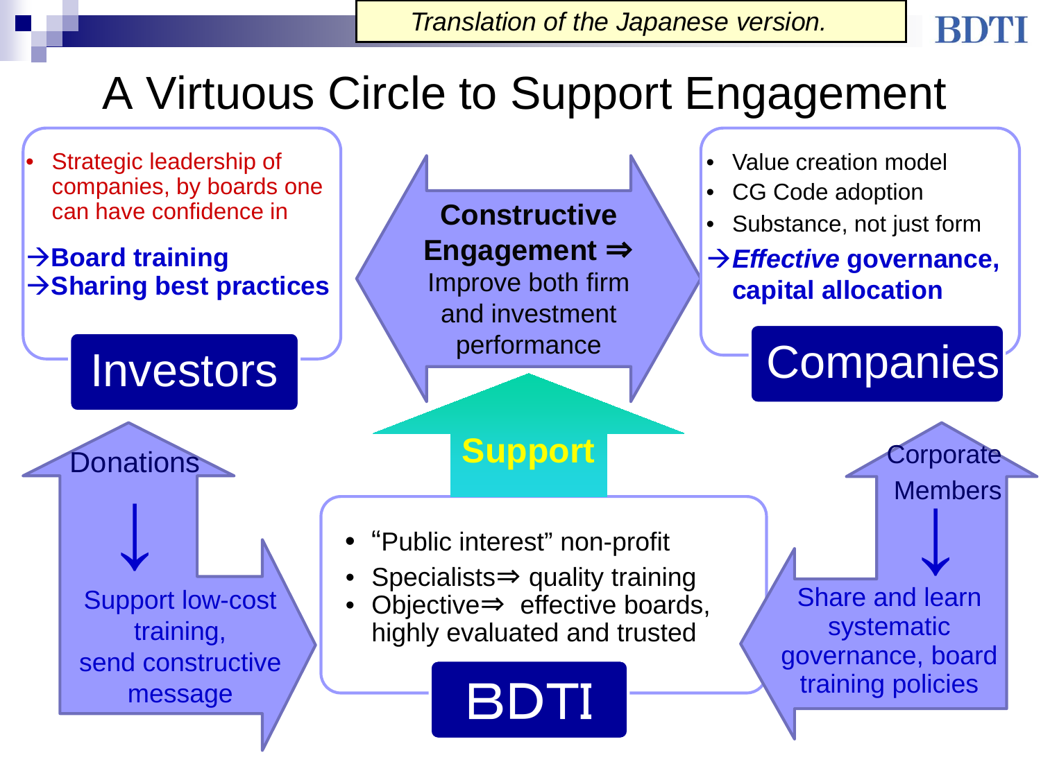Translation of the Japanese version.

# A Virtuous Circle to Support Engagement

## Investors

- Strategic leadership of companies, by boards one can have confidence in

→**Board training**
→**Sharing best practices**

## Constructive Engagement ⇒

Improve both firm and investment performance

## Companies

- Value creation model
- CG Code adoption
- Substance, not just form

→***Effective* governance, capital allocation**

## Support

Donations ↓ Support low-cost training, send constructive message

Corporate Members ↓ Share and learn systematic governance, board training policies

## BDTI

- “Public interest” non-profit
- Specialists⇒ quality training
- Objective⇒ effective boards, highly evaluated and trusted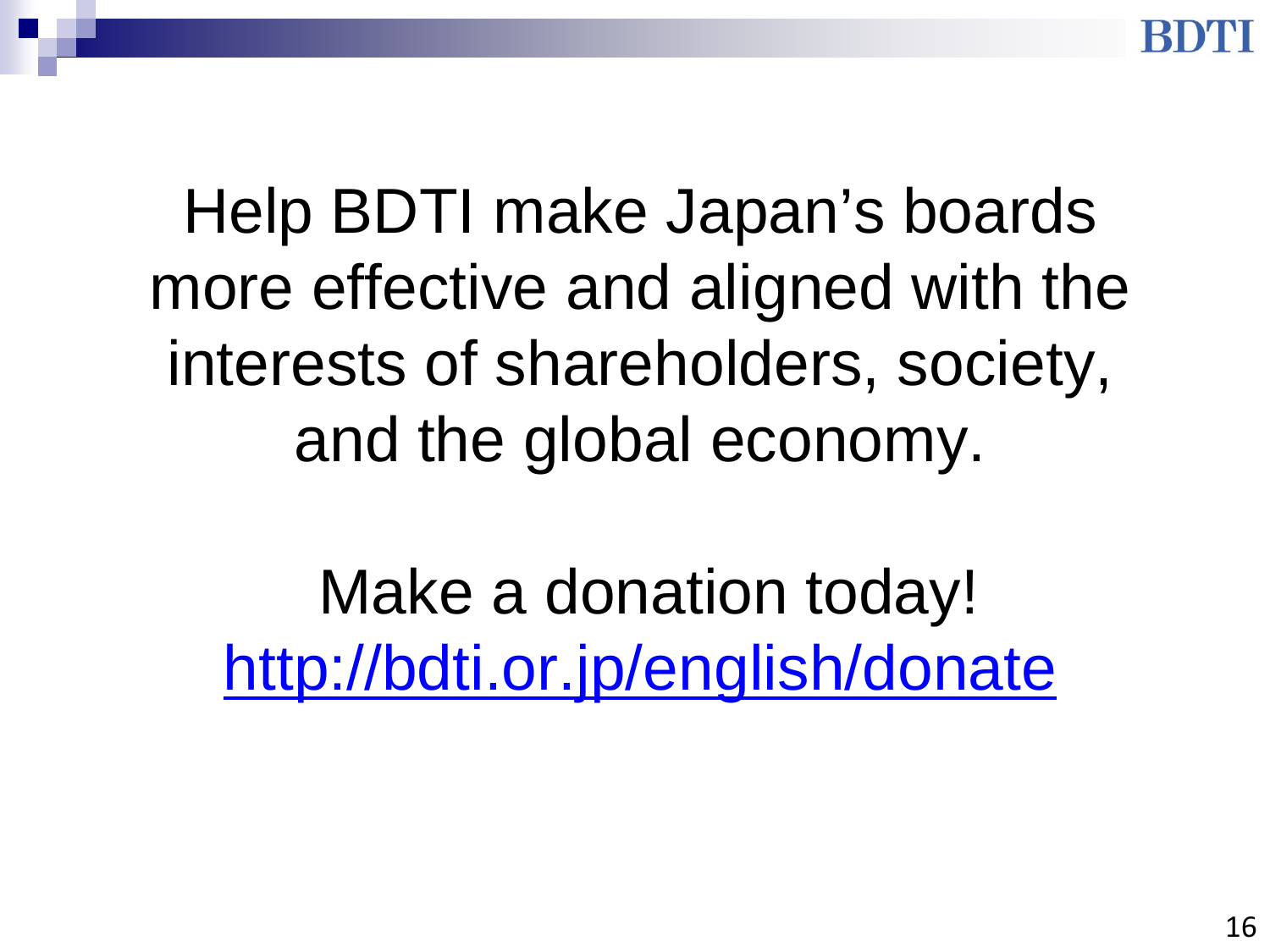Help BDTI make Japan's boards more effective and aligned with the interests of shareholders, society, and the global economy.

Make a donation today!
[http://bdti.or.jp/english/donate](http://bdti.or.jp/english/donate)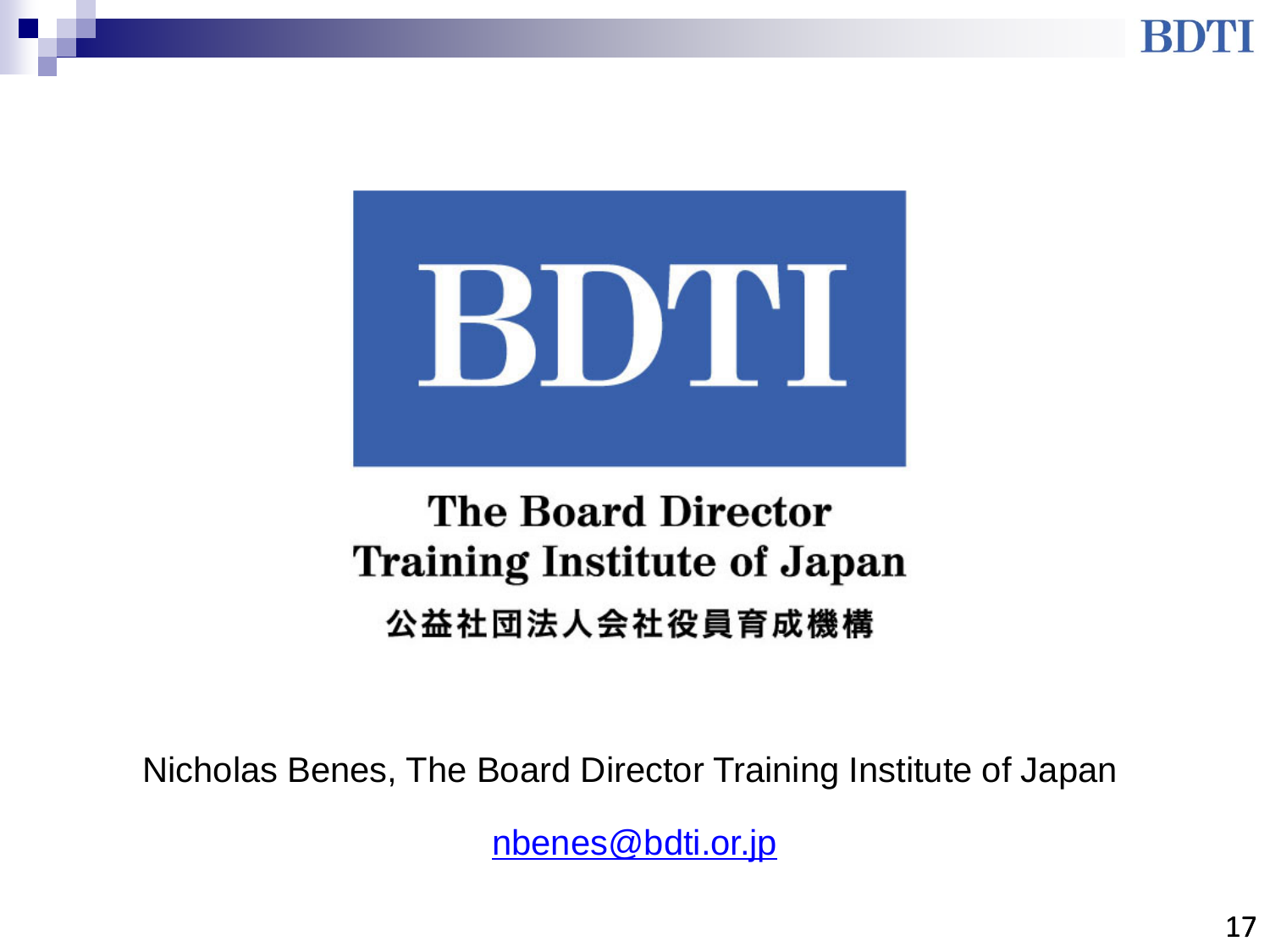BDTI

The Board Director Training Institute of Japan

公益社団法人会社役員育成機構

Nicholas Benes, The Board Director Training Institute of Japan

nbenes@bdti.or.jp